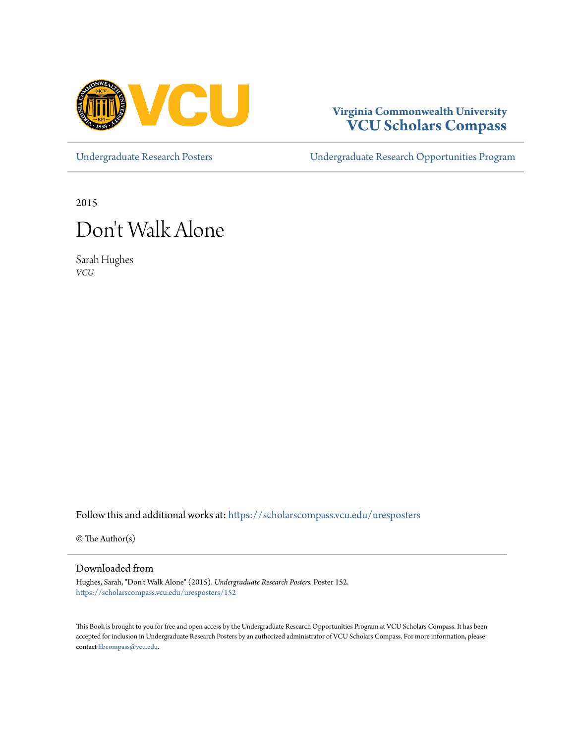Virginia Commonwealth University
**VCU Scholars Compass**

Undergraduate Research Posters | Undergraduate Research Opportunities Program

2015

# Don't Walk Alone

Sarah Hughes
*VCU*

Follow this and additional works at: https://scholarscompass.vcu.edu/uresposters

© The Author(s)

## Downloaded from

Hughes, Sarah, "Don't Walk Alone" (2015). *Undergraduate Research Posters.* Poster 152.
https://scholarscompass.vcu.edu/uresposters/152

This Book is brought to you for free and open access by the Undergraduate Research Opportunities Program at VCU Scholars Compass. It has been accepted for inclusion in Undergraduate Research Posters by an authorized administrator of VCU Scholars Compass. For more information, please contact libcompass@vcu.edu.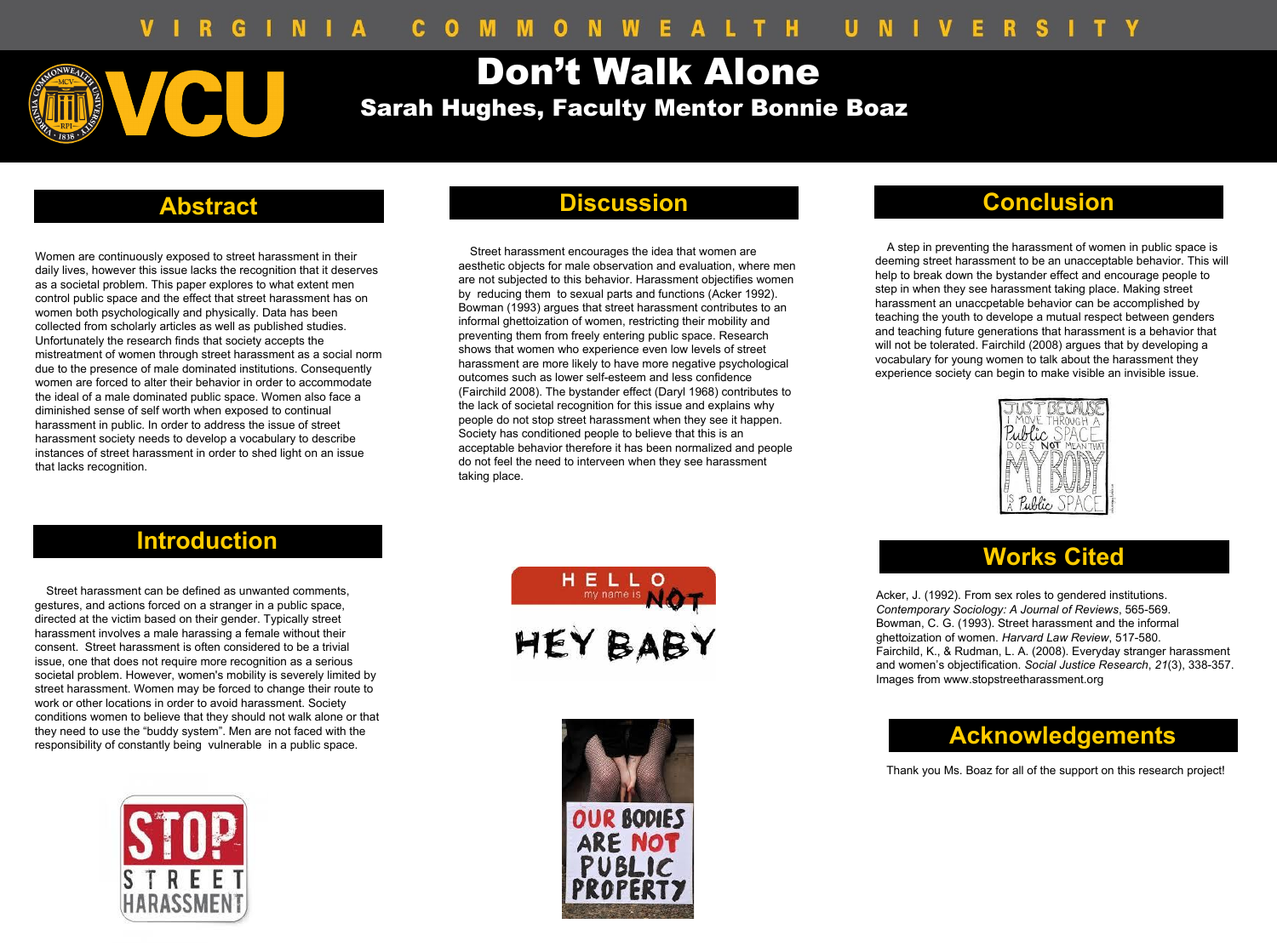VIRGINIA COMMONWEALTH UNIVERSITY

# Don't Walk Alone

### Sarah Hughes, Faculty Mentor Bonnie Boaz

## Abstract

Women are continuously exposed to street harassment in their daily lives, however this issue lacks the recognition that it deserves as a societal problem. This paper explores to what extent men control public space and the effect that street harassment has on women both psychologically and physically. Data has been collected from scholarly articles as well as published studies. Unfortunately the research finds that society accepts the mistreatment of women through street harassment as a social norm due to the presence of male dominated institutions. Consequently women are forced to alter their behavior in order to accommodate the ideal of a male dominated public space. Women also face a diminished sense of self worth when exposed to continual harassment in public. In order to address the issue of street harassment society needs to develop a vocabulary to describe instances of street harassment in order to shed light on an issue that lacks recognition.

## Introduction

Street harassment can be defined as unwanted comments, gestures, and actions forced on a stranger in a public space, directed at the victim based on their gender. Typically street harassment involves a male harassing a female without their consent. Street harassment is often considered to be a trivial issue, one that does not require more recognition as a serious societal problem. However, women's mobility is severely limited by street harassment. Women may be forced to change their route to work or other locations in order to avoid harassment. Society conditions women to believe that they should not walk alone or that they need to use the "buddy system". Men are not faced with the responsibility of constantly being vulnerable in a public space.

## Discussion

Street harassment encourages the idea that women are aesthetic objects for male observation and evaluation, where men are not subjected to this behavior. Harassment objectifies women by reducing them to sexual parts and functions (Acker 1992). Bowman (1993) argues that street harassment contributes to an informal ghettoization of women, restricting their mobility and preventing them from freely entering public space. Research shows that women who experience even low levels of street harassment are more likely to have more negative psychological outcomes such as lower self-esteem and less confidence (Fairchild 2008). The bystander effect (Daryl 1968) contributes to the lack of societal recognition for this issue and explains why people do not stop street harassment when they see it happen. Society has conditioned people to believe that this is an acceptable behavior therefore it has been normalized and people do not feel the need to interveen when they see harassment taking place.

## Conclusion

A step in preventing the harassment of women in public space is deeming street harassment to be an unacceptable behavior. This will help to break down the bystander effect and encourage people to step in when they see harassment taking place. Making street harassment an unaccpetable behavior can be accomplished by teaching the youth to develope a mutual respect between genders and teaching future generations that harassment is a behavior that will not be tolerated. Fairchild (2008) argues that by developing a vocabulary for young women to talk about the harassment they experience society can begin to make visible an invisible issue.

## Works Cited

Acker, J. (1992). From sex roles to gendered institutions. *Contemporary Sociology: A Journal of Reviews*, 565-569.

Bowman, C. G. (1993). Street harassment and the informal ghettoization of women. *Harvard Law Review*, 517-580.

Fairchild, K., & Rudman, L. A. (2008). Everyday stranger harassment and women's objectification. *Social Justice Research*, *21*(3), 338-357.

Images from www.stopstreetharassment.org

## Acknowledgements

Thank you Ms. Boaz for all of the support on this research project!